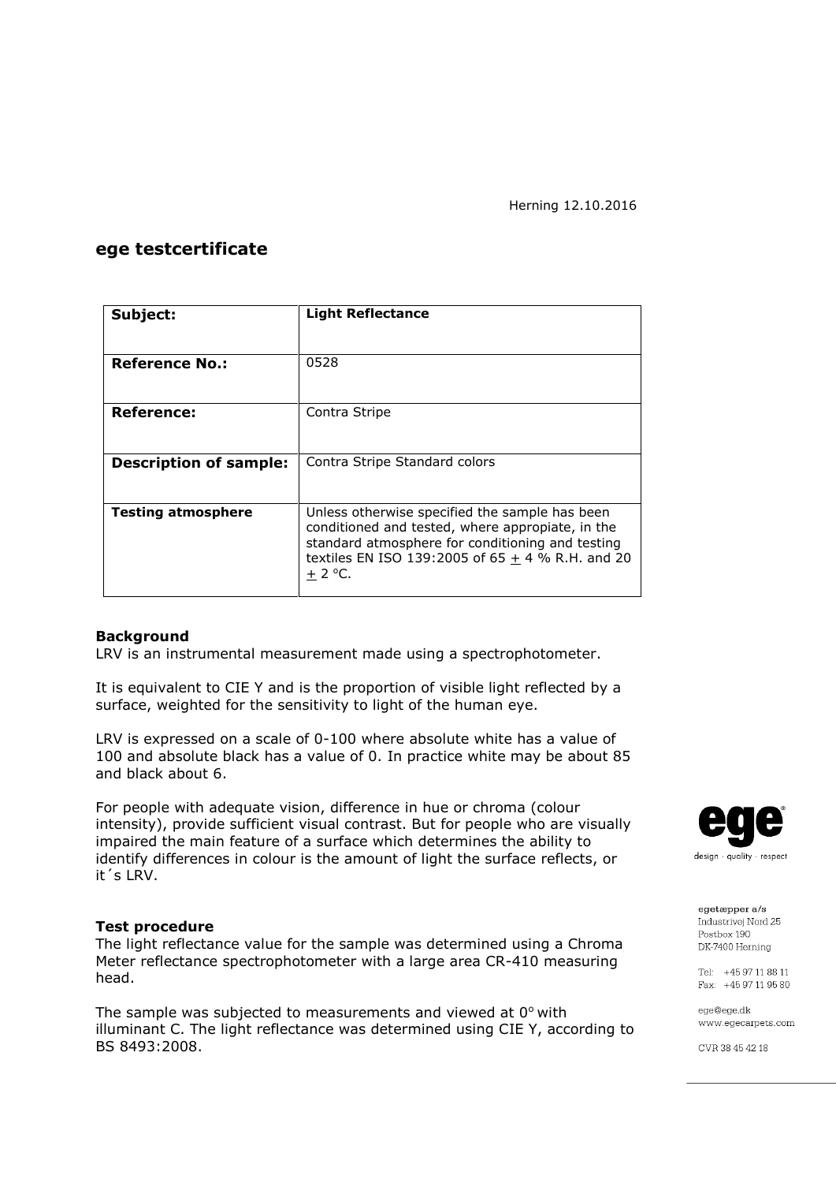Herning 12.10.2016

## ege testcertificate

| **Subject:** | **Light Reflectance** |
|---|---|
| **Reference No.:** | 0528 |
| **Reference:** | Contra Stripe |
| **Description of sample:** | Contra Stripe Standard colors |
| **Testing atmosphere** | Unless otherwise specified the sample has been conditioned and tested, where appropiate, in the standard atmosphere for conditioning and testing textiles EN ISO 139:2005 of 65 ± 4 % R.H. and 20 ± 2 °C. |

**Background**

LRV is an instrumental measurement made using a spectrophotometer.

It is equivalent to CIE Y and is the proportion of visible light reflected by a surface, weighted for the sensitivity to light of the human eye.

LRV is expressed on a scale of 0-100 where absolute white has a value of 100 and absolute black has a value of 0. In practice white may be about 85 and black about 6.

For people with adequate vision, difference in hue or chroma (colour intensity), provide sufficient visual contrast. But for people who are visually impaired the main feature of a surface which determines the ability to identify differences in colour is the amount of light the surface reflects, or it´s LRV.

**Test procedure**

The light reflectance value for the sample was determined using a Chroma Meter reflectance spectrophotometer with a large area CR-410 measuring head.

The sample was subjected to measurements and viewed at 0° with illuminant C. The light reflectance was determined using CIE Y, according to BS 8493:2008.

ege
design · quality · respect

egetæpper a/s
Industrivej Nord 25
Postbox 190
DK-7400 Herning

Tel: +45 97 11 88 11
Fax: +45 97 11 95 80

ege@ege.dk
www.egecarpets.com

CVR 38 45 42 18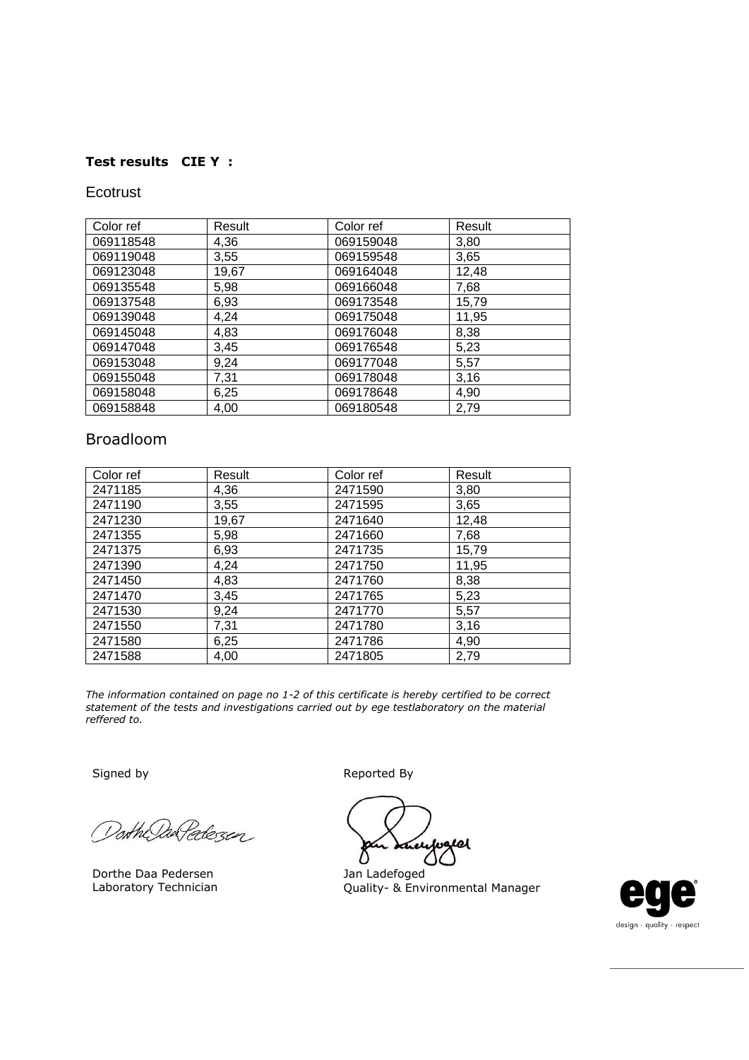**Test results CIE Y :**

Ecotrust

| Color ref | Result | Color ref | Result |
|---|---|---|---|
| 069118548 | 4,36 | 069159048 | 3,80 |
| 069119048 | 3,55 | 069159548 | 3,65 |
| 069123048 | 19,67 | 069164048 | 12,48 |
| 069135548 | 5,98 | 069166048 | 7,68 |
| 069137548 | 6,93 | 069173548 | 15,79 |
| 069139048 | 4,24 | 069175048 | 11,95 |
| 069145048 | 4,83 | 069176048 | 8,38 |
| 069147048 | 3,45 | 069176548 | 5,23 |
| 069153048 | 9,24 | 069177048 | 5,57 |
| 069155048 | 7,31 | 069178048 | 3,16 |
| 069158048 | 6,25 | 069178648 | 4,90 |
| 069158848 | 4,00 | 069180548 | 2,79 |

Broadloom

| Color ref | Result | Color ref | Result |
|---|---|---|---|
| 2471185 | 4,36 | 2471590 | 3,80 |
| 2471190 | 3,55 | 2471595 | 3,65 |
| 2471230 | 19,67 | 2471640 | 12,48 |
| 2471355 | 5,98 | 2471660 | 7,68 |
| 2471375 | 6,93 | 2471735 | 15,79 |
| 2471390 | 4,24 | 2471750 | 11,95 |
| 2471450 | 4,83 | 2471760 | 8,38 |
| 2471470 | 3,45 | 2471765 | 5,23 |
| 2471530 | 9,24 | 2471770 | 5,57 |
| 2471550 | 7,31 | 2471780 | 3,16 |
| 2471580 | 6,25 | 2471786 | 4,90 |
| 2471588 | 4,00 | 2471805 | 2,79 |

*The information contained on page no 1-2 of this certificate is hereby certified to be correct statement of the tests and investigations carried out by ege testlaboratory on the material reffered to.*

Signed by

Dorthe Daa Pedersen
Laboratory Technician

Reported By

Jan Ladefoged
Quality- & Environmental Manager

ege
design · quality · respect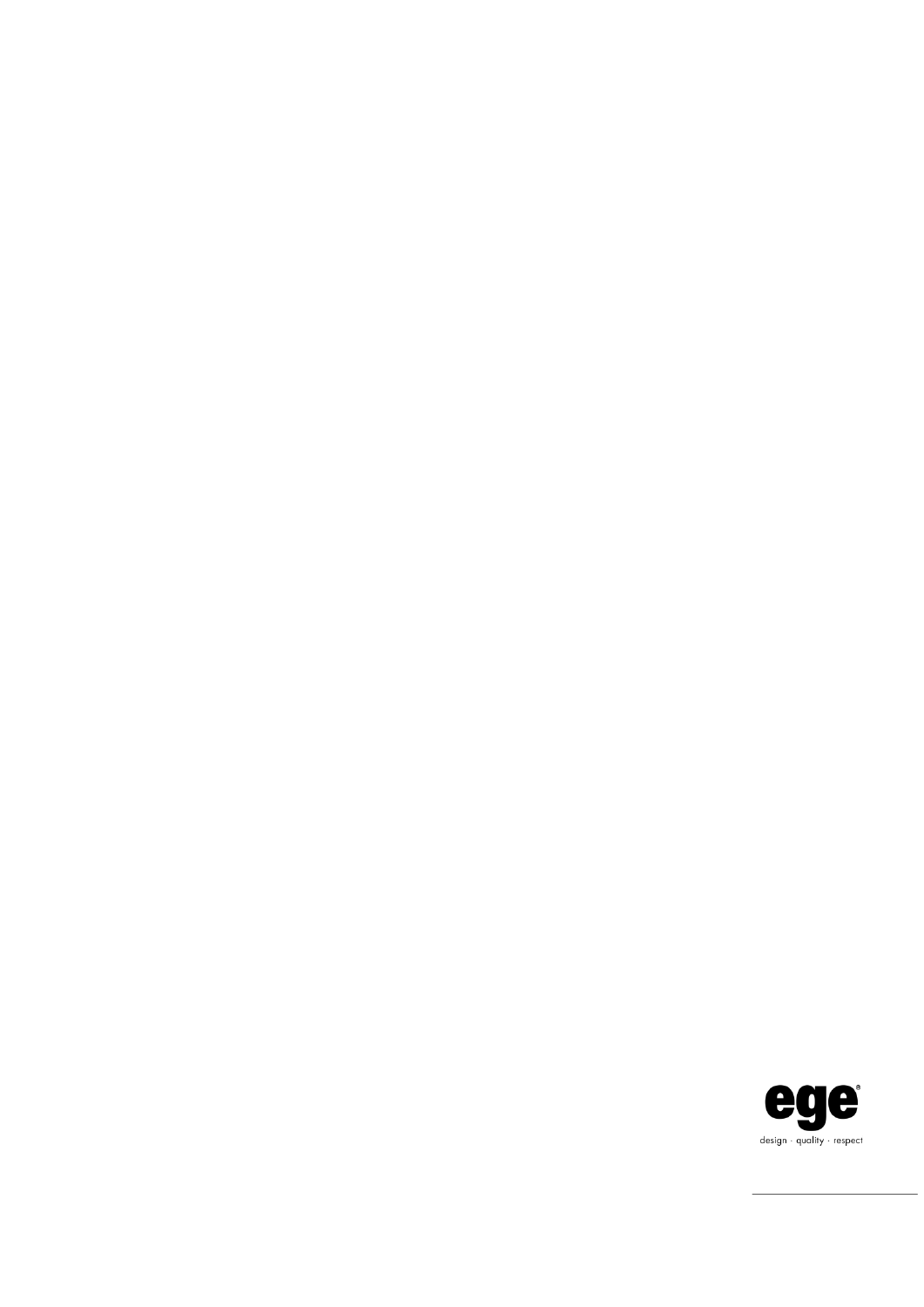ege®

design · quality · respect